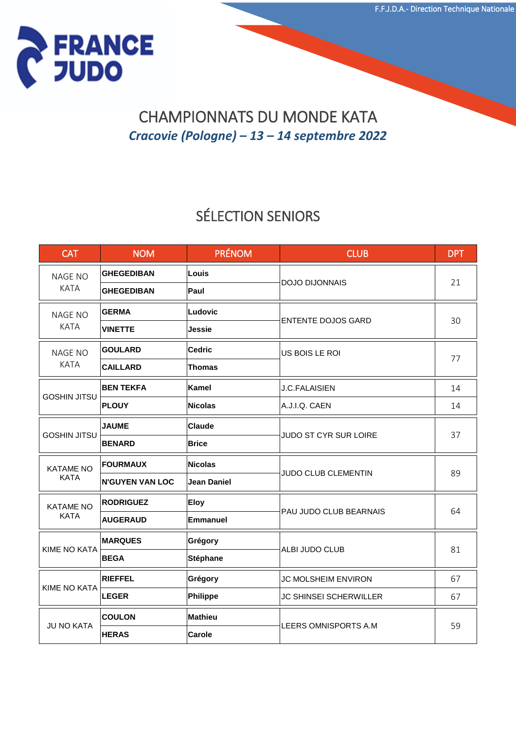# CHAMPIONNATS DU MONDE KATA

*Cracovie (Pologne) – 13 – 14 septembre 2022*

## SÉLECTION SENIORS

| CAT | NOM | PRÉNOM | CLUB | DPT |
|---|---|---|---|---|
| NAGE NO KATA | **GHEGEDIBAN** | **Louis** | DOJO DIJONNAIS | 21 |
| | **GHEGEDIBAN** | **Paul** | | |
| NAGE NO KATA | **GERMA** | **Ludovic** | ENTENTE DOJOS GARD | 30 |
| | **VINETTE** | **Jessie** | | |
| NAGE NO KATA | **GOULARD** | **Cedric** | US BOIS LE ROI | 77 |
| | **CAILLARD** | **Thomas** | | |
| GOSHIN JITSU | **BEN TEKFA** | **Kamel** | J.C.FALAISIEN | 14 |
| | **PLOUY** | **Nicolas** | A.J.I.Q. CAEN | 14 |
| GOSHIN JITSU | **JAUME** | **Claude** | JUDO ST CYR SUR LOIRE | 37 |
| | **BENARD** | **Brice** | | |
| KATAME NO KATA | **FOURMAUX** | **Nicolas** | JUDO CLUB CLEMENTIN | 89 |
| | **N'GUYEN VAN LOC** | **Jean Daniel** | | |
| KATAME NO KATA | **RODRIGUEZ** | **Eloy** | PAU JUDO CLUB BEARNAIS | 64 |
| | **AUGERAUD** | **Emmanuel** | | |
| KIME NO KATA | **MARQUES** | **Grégory** | ALBI JUDO CLUB | 81 |
| | **BEGA** | **Stéphane** | | |
| KIME NO KATA | **RIEFFEL** | **Grégory** | JC MOLSHEIM ENVIRON | 67 |
| | **LEGER** | **Philippe** | JC SHINSEI SCHERWILLER | 67 |
| JU NO KATA | **COULON** | **Mathieu** | LEERS OMNISPORTS A.M | 59 |
| | **HERAS** | **Carole** | | |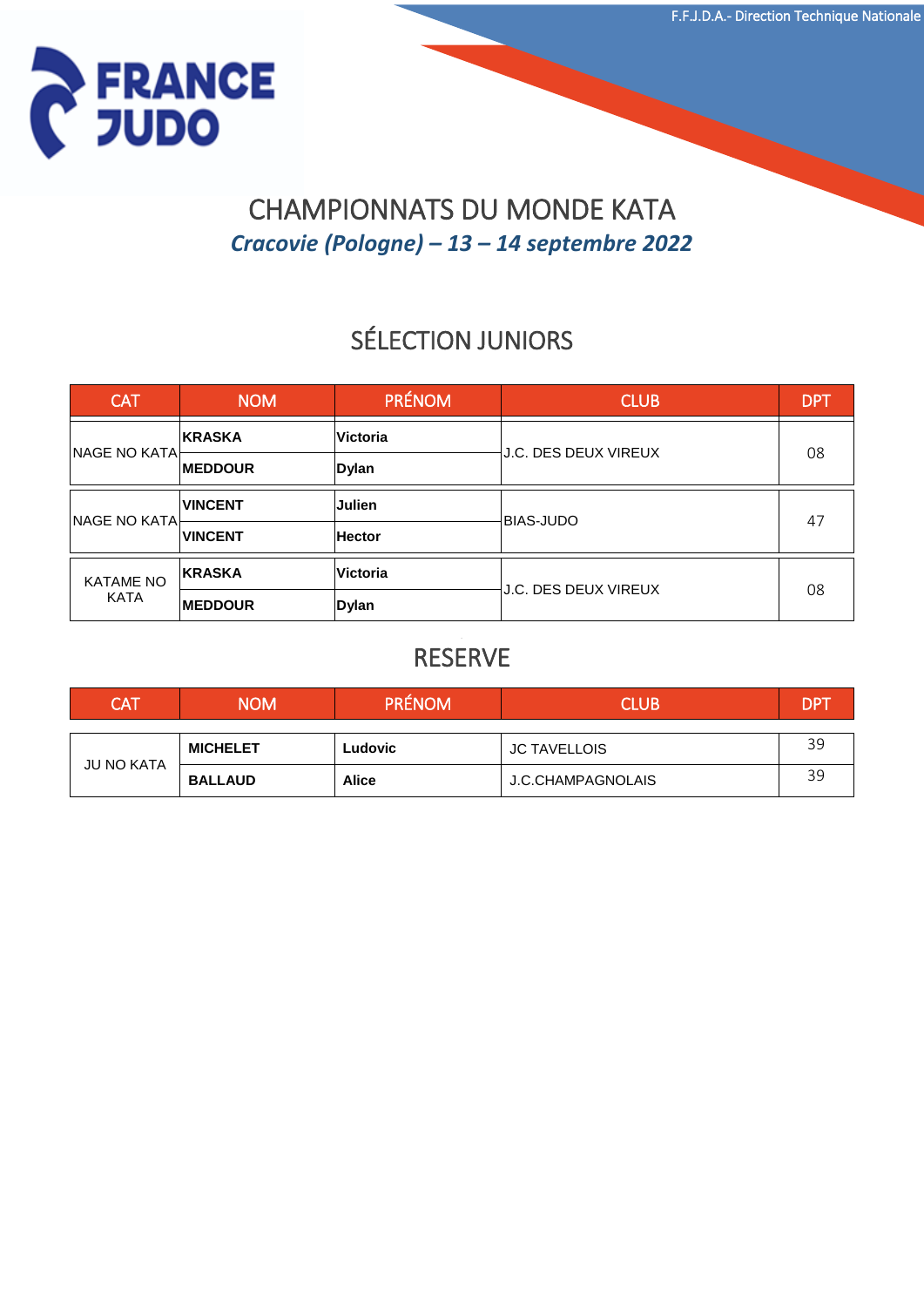# CHAMPIONNATS DU MONDE KATA

***Cracovie (Pologne) – 13 – 14 septembre 2022***

## SÉLECTION JUNIORS

| CAT | NOM | PRÉNOM | CLUB | DPT |
|---|---|---|---|---|
| NAGE NO KATA | **KRASKA** | **Victoria** | J.C. DES DEUX VIREUX | 08 |
| | **MEDDOUR** | **Dylan** | | |
| NAGE NO KATA | **VINCENT** | **Julien** | BIAS-JUDO | 47 |
| | **VINCENT** | **Hector** | | |
| KATAME NO KATA | **KRASKA** | **Victoria** | J.C. DES DEUX VIREUX | 08 |
| | **MEDDOUR** | **Dylan** | | |

## RESERVE

| CAT | NOM | PRÉNOM | CLUB | DPT |
|---|---|---|---|---|
| JU NO KATA | **MICHELET** | **Ludovic** | JC TAVELLOIS | 39 |
| | **BALLAUD** | **Alice** | J.C.CHAMPAGNOLAIS | 39 |